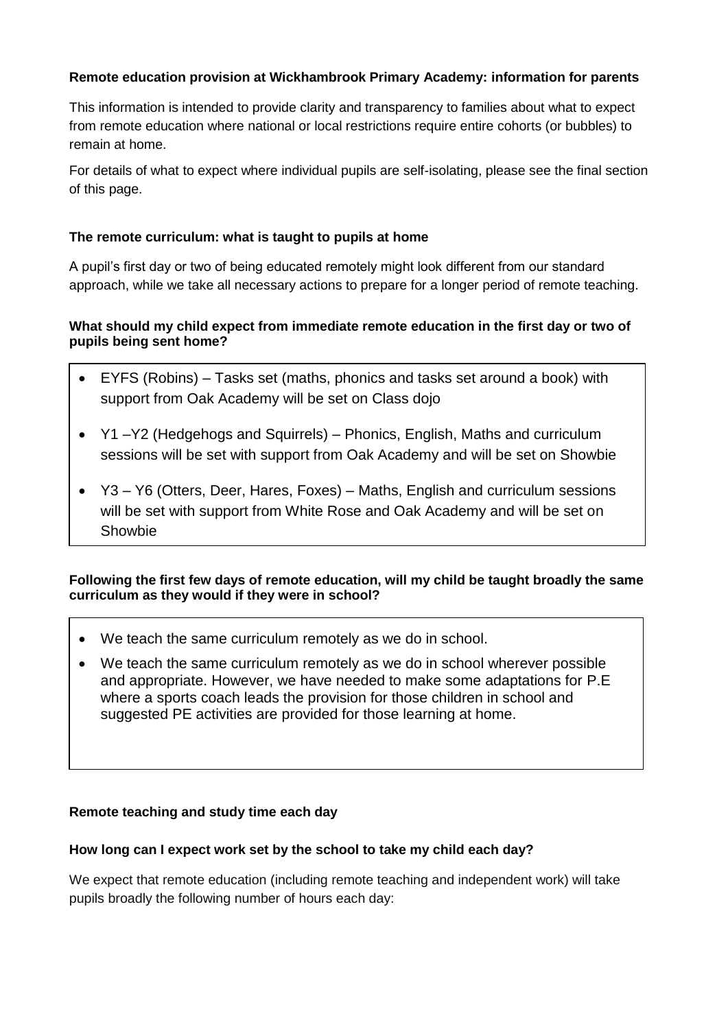**Remote education provision at Wickhambrook Primary Academy: information for parents**

This information is intended to provide clarity and transparency to families about what to expect from remote education where national or local restrictions require entire cohorts (or bubbles) to remain at home.

For details of what to expect where individual pupils are self-isolating, please see the final section of this page.

**The remote curriculum: what is taught to pupils at home**

A pupil's first day or two of being educated remotely might look different from our standard approach, while we take all necessary actions to prepare for a longer period of remote teaching.

**What should my child expect from immediate remote education in the first day or two of pupils being sent home?**

- EYFS (Robins) – Tasks set (maths, phonics and tasks set around a book) with support from Oak Academy will be set on Class dojo
- Y1 –Y2 (Hedgehogs and Squirrels) – Phonics, English, Maths and curriculum sessions will be set with support from Oak Academy and will be set on Showbie
- Y3 – Y6 (Otters, Deer, Hares, Foxes) – Maths, English and curriculum sessions will be set with support from White Rose and Oak Academy and will be set on Showbie

**Following the first few days of remote education, will my child be taught broadly the same curriculum as they would if they were in school?**

- We teach the same curriculum remotely as we do in school.
- We teach the same curriculum remotely as we do in school wherever possible and appropriate. However, we have needed to make some adaptations for P.E where a sports coach leads the provision for those children in school and suggested PE activities are provided for those learning at home.

**Remote teaching and study time each day**

**How long can I expect work set by the school to take my child each day?**

We expect that remote education (including remote teaching and independent work) will take pupils broadly the following number of hours each day: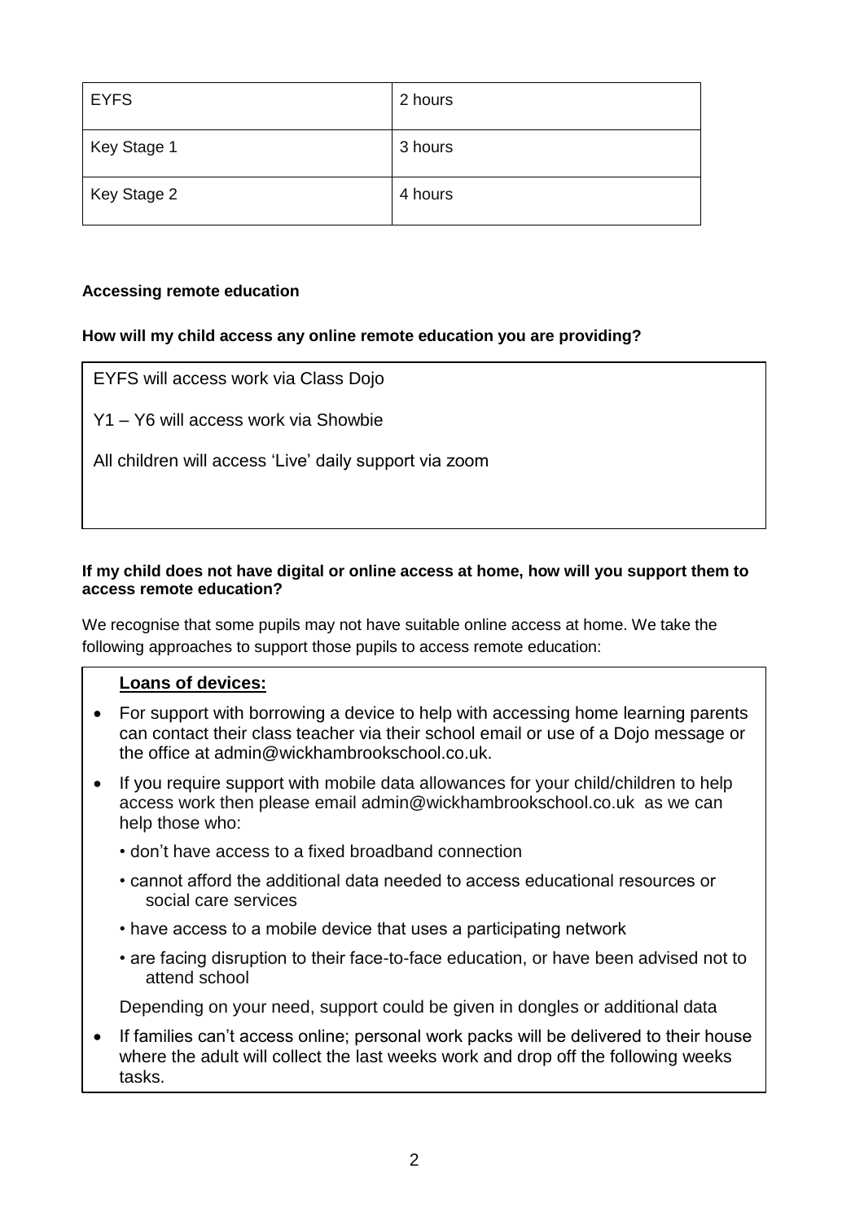| EYFS | 2 hours |
| --- | --- |
| Key Stage 1 | 3 hours |
| Key Stage 2 | 4 hours |

**Accessing remote education**

**How will my child access any online remote education you are providing?**

EYFS will access work via Class Dojo

Y1 – Y6 will access work via Showbie

All children will access 'Live' daily support via zoom

**If my child does not have digital or online access at home, how will you support them to access remote education?**

We recognise that some pupils may not have suitable online access at home. We take the following approaches to support those pupils to access remote education:

**Loans of devices:**

- For support with borrowing a device to help with accessing home learning parents can contact their class teacher via their school email or use of a Dojo message or the office at admin@wickhambrookschool.co.uk.
- If you require support with mobile data allowances for your child/children to help access work then please email admin@wickhambrookschool.co.uk as we can help those who:
  - don't have access to a fixed broadband connection
  - cannot afford the additional data needed to access educational resources or social care services
  - have access to a mobile device that uses a participating network
  - are facing disruption to their face-to-face education, or have been advised not to attend school

  Depending on your need, support could be given in dongles or additional data
- If families can't access online; personal work packs will be delivered to their house where the adult will collect the last weeks work and drop off the following weeks tasks.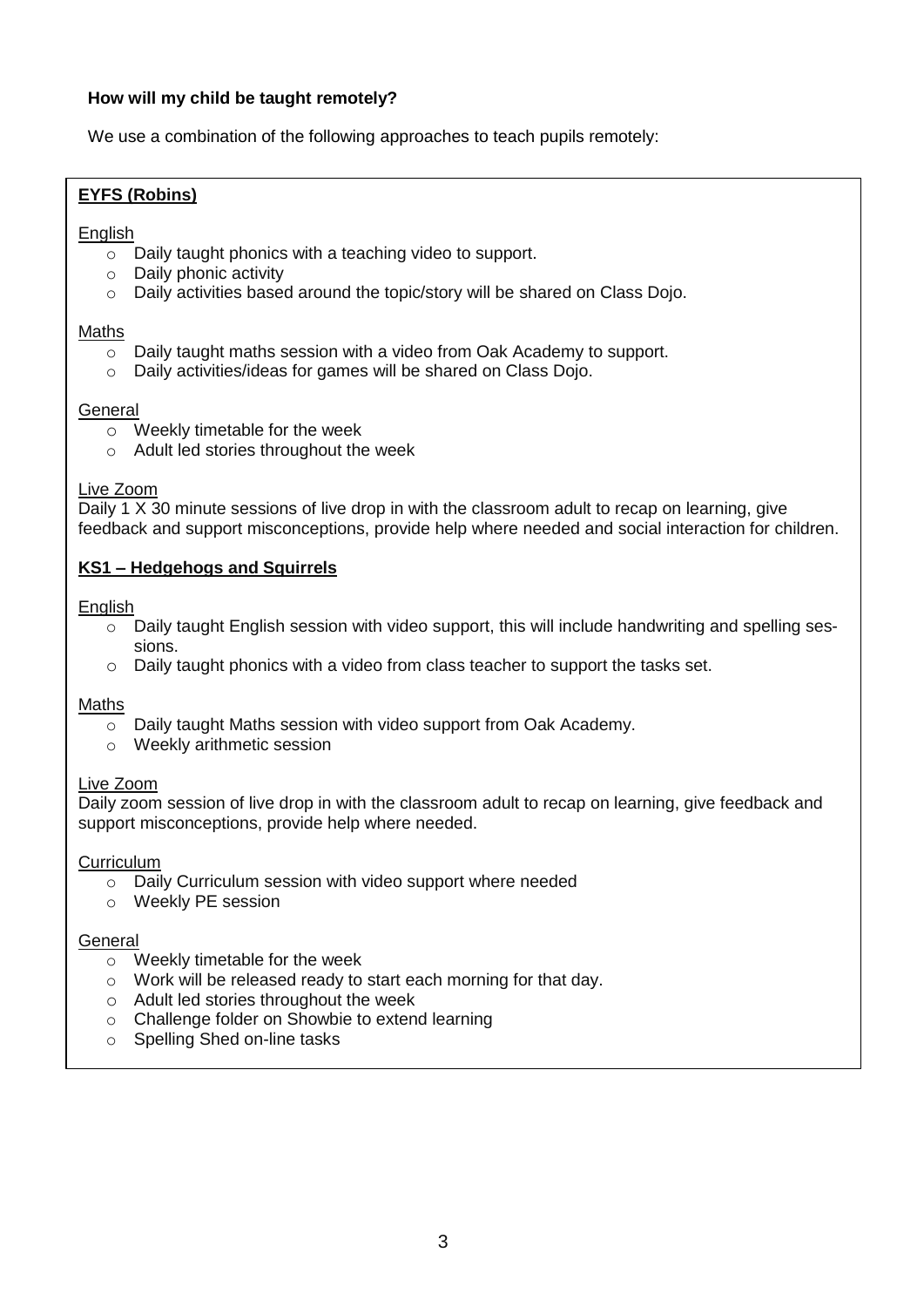**How will my child be taught remotely?**

We use a combination of the following approaches to teach pupils remotely:

**EYFS (Robins)**

English

- Daily taught phonics with a teaching video to support.
- Daily phonic activity
- Daily activities based around the topic/story will be shared on Class Dojo.

Maths

- Daily taught maths session with a video from Oak Academy to support.
- Daily activities/ideas for games will be shared on Class Dojo.

General

- Weekly timetable for the week
- Adult led stories throughout the week

Live Zoom

Daily 1 X 30 minute sessions of live drop in with the classroom adult to recap on learning, give feedback and support misconceptions, provide help where needed and social interaction for children.

**KS1 – Hedgehogs and Squirrels**

English

- Daily taught English session with video support, this will include handwriting and spelling sessions.
- Daily taught phonics with a video from class teacher to support the tasks set.

Maths

- Daily taught Maths session with video support from Oak Academy.
- Weekly arithmetic session

Live Zoom

Daily zoom session of live drop in with the classroom adult to recap on learning, give feedback and support misconceptions, provide help where needed.

Curriculum

- Daily Curriculum session with video support where needed
- Weekly PE session

General

- Weekly timetable for the week
- Work will be released ready to start each morning for that day.
- Adult led stories throughout the week
- Challenge folder on Showbie to extend learning
- Spelling Shed on-line tasks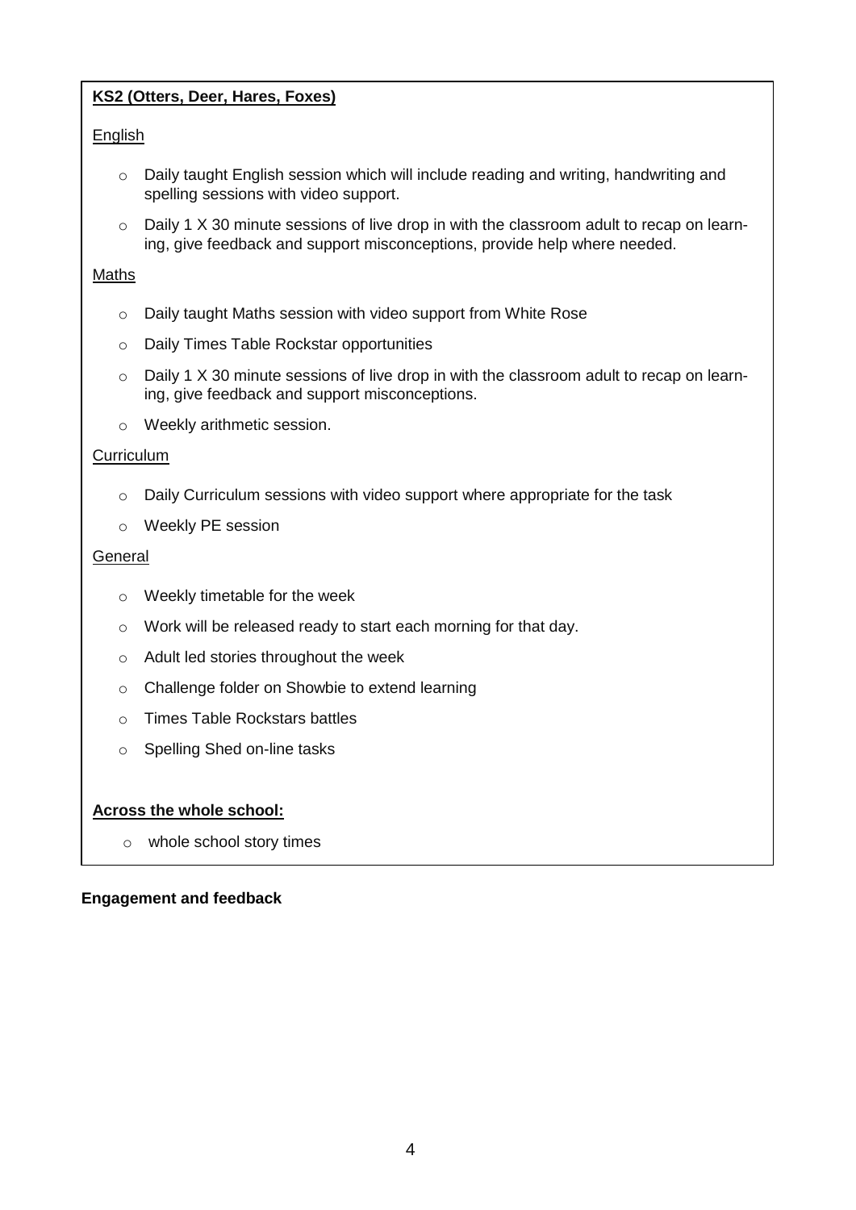**KS2 (Otters, Deer, Hares, Foxes)**

English

- Daily taught English session which will include reading and writing, handwriting and spelling sessions with video support.
- Daily 1 X 30 minute sessions of live drop in with the classroom adult to recap on learning, give feedback and support misconceptions, provide help where needed.

Maths

- Daily taught Maths session with video support from White Rose
- Daily Times Table Rockstar opportunities
- Daily 1 X 30 minute sessions of live drop in with the classroom adult to recap on learning, give feedback and support misconceptions.
- Weekly arithmetic session.

Curriculum

- Daily Curriculum sessions with video support where appropriate for the task
- Weekly PE session

General

- Weekly timetable for the week
- Work will be released ready to start each morning for that day.
- Adult led stories throughout the week
- Challenge folder on Showbie to extend learning
- Times Table Rockstars battles
- Spelling Shed on-line tasks

**Across the whole school:**

- whole school story times

**Engagement and feedback**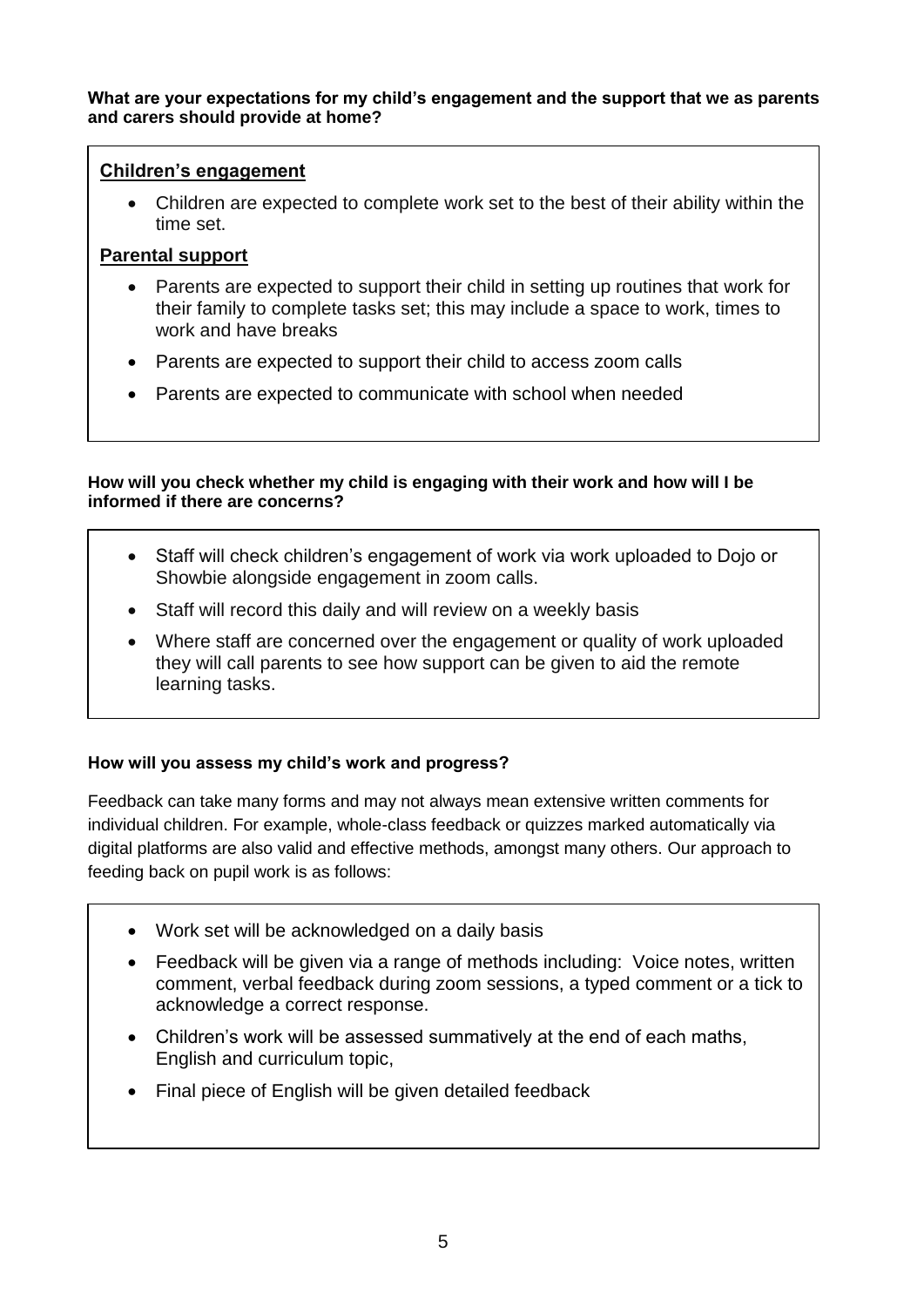**What are your expectations for my child's engagement and the support that we as parents and carers should provide at home?**

**Children's engagement**

- Children are expected to complete work set to the best of their ability within the time set.

**Parental support**

- Parents are expected to support their child in setting up routines that work for their family to complete tasks set; this may include a space to work, times to work and have breaks
- Parents are expected to support their child to access zoom calls
- Parents are expected to communicate with school when needed

**How will you check whether my child is engaging with their work and how will I be informed if there are concerns?**

- Staff will check children's engagement of work via work uploaded to Dojo or Showbie alongside engagement in zoom calls.
- Staff will record this daily and will review on a weekly basis
- Where staff are concerned over the engagement or quality of work uploaded they will call parents to see how support can be given to aid the remote learning tasks.

**How will you assess my child's work and progress?**

Feedback can take many forms and may not always mean extensive written comments for individual children. For example, whole-class feedback or quizzes marked automatically via digital platforms are also valid and effective methods, amongst many others. Our approach to feeding back on pupil work is as follows:

- Work set will be acknowledged on a daily basis
- Feedback will be given via a range of methods including: Voice notes, written comment, verbal feedback during zoom sessions, a typed comment or a tick to acknowledge a correct response.
- Children's work will be assessed summatively at the end of each maths, English and curriculum topic,
- Final piece of English will be given detailed feedback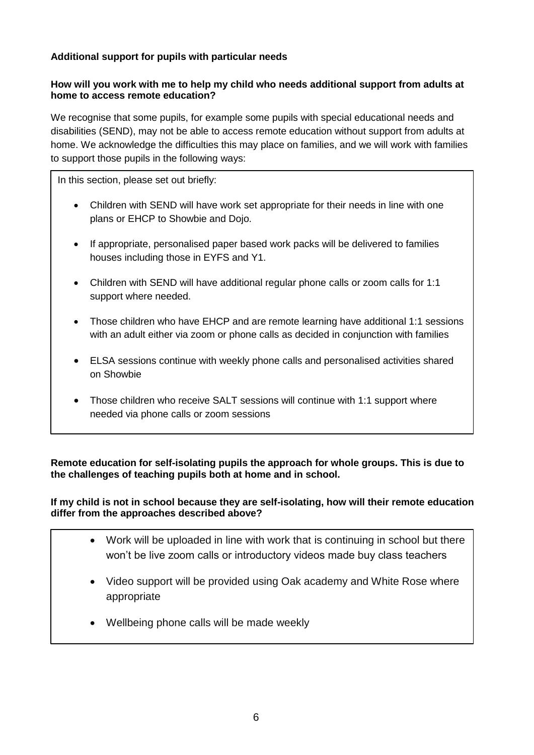**Additional support for pupils with particular needs**

**How will you work with me to help my child who needs additional support from adults at home to access remote education?**

We recognise that some pupils, for example some pupils with special educational needs and disabilities (SEND), may not be able to access remote education without support from adults at home. We acknowledge the difficulties this may place on families, and we will work with families to support those pupils in the following ways:

In this section, please set out briefly:

- Children with SEND will have work set appropriate for their needs in line with one plans or EHCP to Showbie and Dojo.
- If appropriate, personalised paper based work packs will be delivered to families houses including those in EYFS and Y1.
- Children with SEND will have additional regular phone calls or zoom calls for 1:1 support where needed.
- Those children who have EHCP and are remote learning have additional 1:1 sessions with an adult either via zoom or phone calls as decided in conjunction with families
- ELSA sessions continue with weekly phone calls and personalised activities shared on Showbie
- Those children who receive SALT sessions will continue with 1:1 support where needed via phone calls or zoom sessions

**Remote education for self-isolating pupils the approach for whole groups. This is due to the challenges of teaching pupils both at home and in school.**

**If my child is not in school because they are self-isolating, how will their remote education differ from the approaches described above?**

- Work will be uploaded in line with work that is continuing in school but there won't be live zoom calls or introductory videos made buy class teachers
- Video support will be provided using Oak academy and White Rose where appropriate
- Wellbeing phone calls will be made weekly